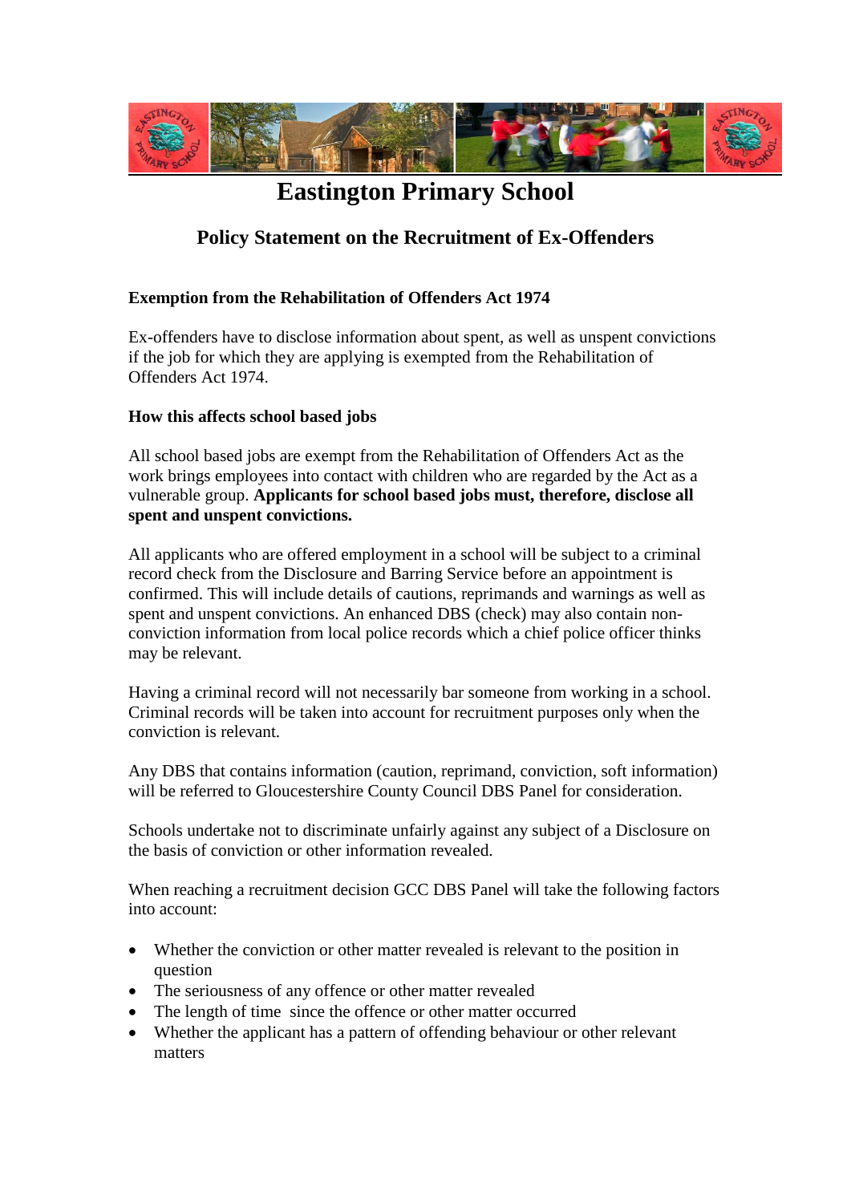# Eastington Primary School

## Policy Statement on the Recruitment of Ex-Offenders

### Exemption from the Rehabilitation of Offenders Act 1974

Ex-offenders have to disclose information about spent, as well as unspent convictions if the job for which they are applying is exempted from the Rehabilitation of Offenders Act 1974.

### How this affects school based jobs

All school based jobs are exempt from the Rehabilitation of Offenders Act as the work brings employees into contact with children who are regarded by the Act as a vulnerable group. **Applicants for school based jobs must, therefore, disclose all spent and unspent convictions.**

All applicants who are offered employment in a school will be subject to a criminal record check from the Disclosure and Barring Service before an appointment is confirmed. This will include details of cautions, reprimands and warnings as well as spent and unspent convictions. An enhanced DBS (check) may also contain non-conviction information from local police records which a chief police officer thinks may be relevant.

Having a criminal record will not necessarily bar someone from working in a school. Criminal records will be taken into account for recruitment purposes only when the conviction is relevant.

Any DBS that contains information (caution, reprimand, conviction, soft information) will be referred to Gloucestershire County Council DBS Panel for consideration.

Schools undertake not to discriminate unfairly against any subject of a Disclosure on the basis of conviction or other information revealed.

When reaching a recruitment decision GCC DBS Panel will take the following factors into account:

- Whether the conviction or other matter revealed is relevant to the position in question
- The seriousness of any offence or other matter revealed
- The length of time since the offence or other matter occurred
- Whether the applicant has a pattern of offending behaviour or other relevant matters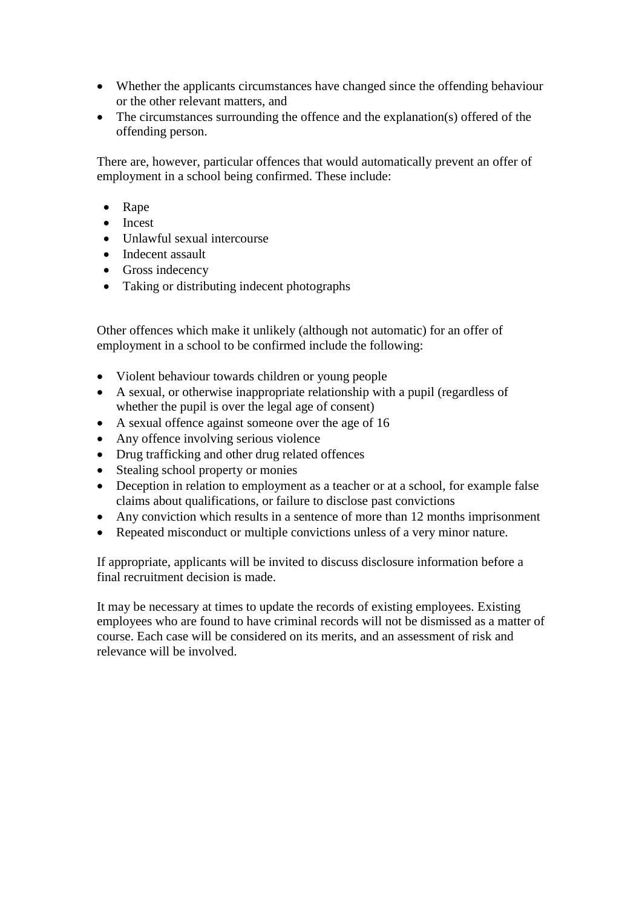- Whether the applicants circumstances have changed since the offending behaviour or the other relevant matters, and
- The circumstances surrounding the offence and the explanation(s) offered of the offending person.

There are, however, particular offences that would automatically prevent an offer of employment in a school being confirmed. These include:

- Rape
- Incest
- Unlawful sexual intercourse
- Indecent assault
- Gross indecency
- Taking or distributing indecent photographs

Other offences which make it unlikely (although not automatic) for an offer of employment in a school to be confirmed include the following:

- Violent behaviour towards children or young people
- A sexual, or otherwise inappropriate relationship with a pupil (regardless of whether the pupil is over the legal age of consent)
- A sexual offence against someone over the age of 16
- Any offence involving serious violence
- Drug trafficking and other drug related offences
- Stealing school property or monies
- Deception in relation to employment as a teacher or at a school, for example false claims about qualifications, or failure to disclose past convictions
- Any conviction which results in a sentence of more than 12 months imprisonment
- Repeated misconduct or multiple convictions unless of a very minor nature.

If appropriate, applicants will be invited to discuss disclosure information before a final recruitment decision is made.

It may be necessary at times to update the records of existing employees. Existing employees who are found to have criminal records will not be dismissed as a matter of course. Each case will be considered on its merits, and an assessment of risk and relevance will be involved.